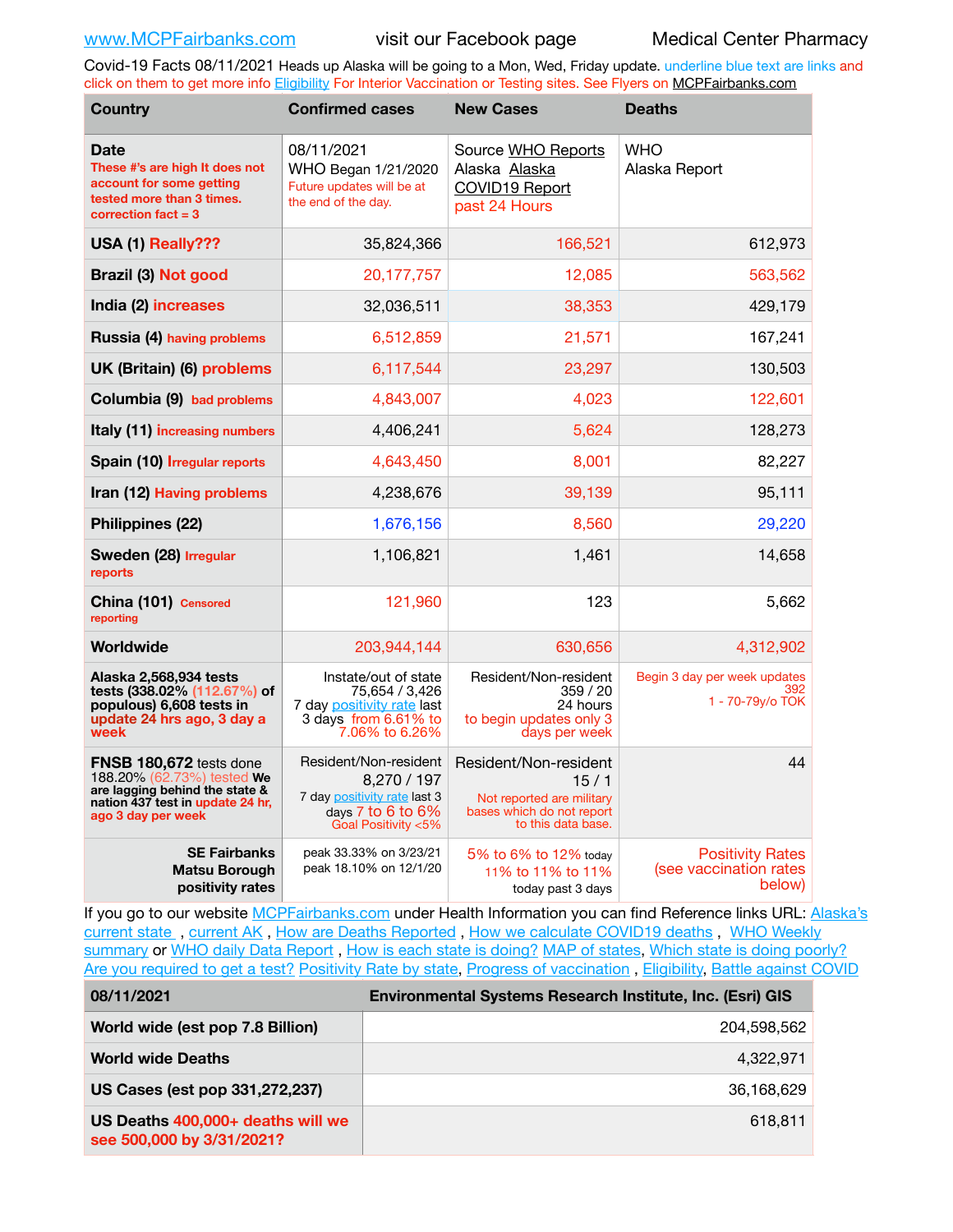www.MCPFairbanks.com visit our Facebook page Medical Center Pharmacy

Covid-19 Facts 08/11/2021 Heads up Alaska will be going to a Mon, Wed, Friday update. underline blue text are links and click on them to get more info Eligibility For Interior Vaccination or Testing sites. See Flyers on MCPFairbanks.com

| Country | Confirmed cases | New Cases | Deaths |
|---|---|---|---|
| **Date** These #'s are high It does not account for some getting tested more than 3 times. correction fact = 3 | 08/11/2021 WHO Began 1/21/2020 Future updates will be at the end of the day. | Source WHO Reports Alaska Alaska COVID19 Report past 24 Hours | WHO Alaska Report |
| **USA (1)** Really??? | 35,824,366 | 166,521 | 612,973 |
| **Brazil (3)** Not good | 20,177,757 | 12,085 | 563,562 |
| **India (2)** increases | 32,036,511 | 38,353 | 429,179 |
| **Russia (4)** having problems | 6,512,859 | 21,571 | 167,241 |
| **UK (Britain) (6)** problems | 6,117,544 | 23,297 | 130,503 |
| **Columbia (9)** bad problems | 4,843,007 | 4,023 | 122,601 |
| **Italy (11)** increasing numbers | 4,406,241 | 5,624 | 128,273 |
| **Spain (10)** Irregular reports | 4,643,450 | 8,001 | 82,227 |
| **Iran (12)** Having problems | 4,238,676 | 39,139 | 95,111 |
| **Philippines (22)** | 1,676,156 | 8,560 | 29,220 |
| **Sweden (28)** Irregular reports | 1,106,821 | 1,461 | 14,658 |
| **China (101)** Censored reporting | 121,960 | 123 | 5,662 |
| **Worldwide** | 203,944,144 | 630,656 | 4,312,902 |
| **Alaska 2,568,934 tests tests (338.02% (112.67%) of populous) 6,608 tests in** update 24 hrs ago, 3 day a week | Instate/out of state 75,654 / 3,426 7 day positivity rate last 3 days from 6.61% to 7.06% to 6.26% | Resident/Non-resident 359 / 20 24 hours to begin updates only 3 days per week | Begin 3 day per week updates 392 1 - 70-79y/o TOK |
| **FNSB 180,672** tests done 188.20% (62.73%) tested **We are lagging behind the state & nation 437 test in** update 24 hr, ago 3 day per week | Resident/Non-resident 8,270 / 197 7 day positivity rate last 3 days 7 to 6 to 6% Goal Positivity <5% | Resident/Non-resident 15 / 1 Not reported are military bases which do not report to this data base. | 44 |
| **SE Fairbanks Matsu Borough positivity rates** | peak 33.33% on 3/23/21 peak 18.10% on 12/1/20 | 5% to 6% to 12% today 11% to 11% to 11% today past 3 days | Positivity Rates (see vaccination rates below) |

If you go to our website MCPFairbanks.com under Health Information you can find Reference links URL: Alaska's current state , current AK , How are Deaths Reported , How we calculate COVID19 deaths , WHO Weekly summary or WHO daily Data Report , How is each state is doing? MAP of states, Which state is doing poorly? Are you required to get a test? Positivity Rate by state, Progress of vaccination , Eligibility, Battle against COVID

| 08/11/2021 | Environmental Systems Research Institute, Inc. (Esri) GIS |
|---|---|
| **World wide (est pop 7.8 Billion)** | 204,598,562 |
| **World wide Deaths** | 4,322,971 |
| **US Cases (est pop 331,272,237)** | 36,168,629 |
| **US Deaths** 400,000+ deaths will we see 500,000 by 3/31/2021? | 618,811 |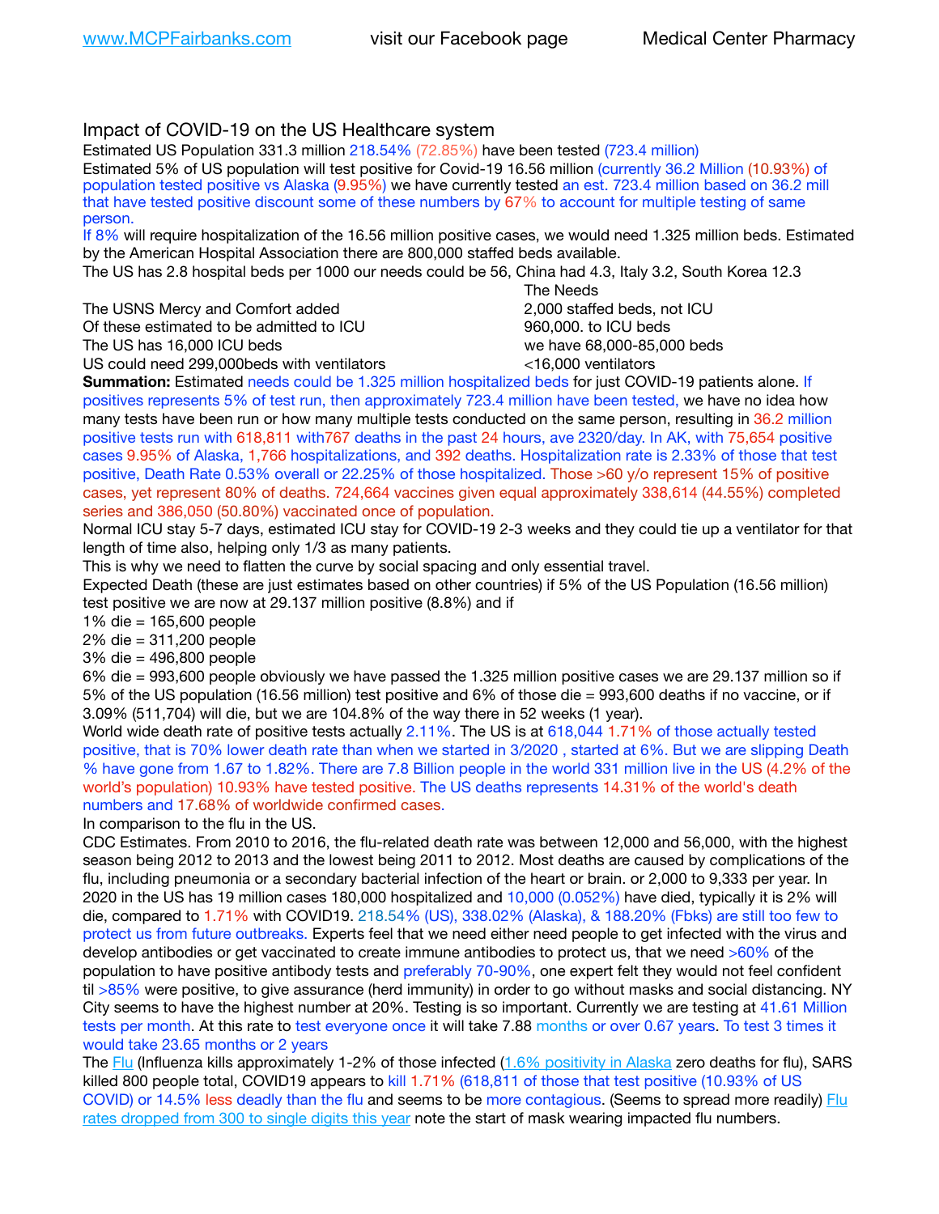## Impact of COVID-19 on the US Healthcare system

Estimated US Population 331.3 million 218.54% (72.85%) have been tested (723.4 million)
Estimated 5% of US population will test positive for Covid-19 16.56 million (currently 36.2 Million (10.93%) of population tested positive vs Alaska (9.95%) we have currently tested an est. 723.4 million based on 36.2 mill that have tested positive discount some of these numbers by 67% to account for multiple testing of same person.
If 8% will require hospitalization of the 16.56 million positive cases, we would need 1.325 million beds. Estimated by the American Hospital Association there are 800,000 staffed beds available.
The US has 2.8 hospital beds per 1000 our needs could be 56, China had 4.3, Italy 3.2, South Korea 12.3

| | The Needs |
|---|---|
| The USNS Mercy and Comfort added | 2,000 staffed beds, not ICU |
| Of these estimated to be admitted to ICU | 960,000. to ICU beds |
| The US has 16,000 ICU beds | we have 68,000-85,000 beds |
| US could need 299,000beds with ventilators | <16,000 ventilators |

**Summation:** Estimated needs could be 1.325 million hospitalized beds for just COVID-19 patients alone. If positives represents 5% of test run, then approximately 723.4 million have been tested, we have no idea how many tests have been run or how many multiple tests conducted on the same person, resulting in 36.2 million positive tests run with 618,811 with767 deaths in the past 24 hours, ave 2320/day. In AK, with 75,654 positive cases 9.95% of Alaska, 1,766 hospitalizations, and 392 deaths. Hospitalization rate is 2.33% of those that test positive, Death Rate 0.53% overall or 22.25% of those hospitalized. Those >60 y/o represent 15% of positive cases, yet represent 80% of deaths. 724,664 vaccines given equal approximately 338,614 (44.55%) completed series and 386,050 (50.80%) vaccinated once of population.
Normal ICU stay 5-7 days, estimated ICU stay for COVID-19 2-3 weeks and they could tie up a ventilator for that length of time also, helping only 1/3 as many patients.
This is why we need to flatten the curve by social spacing and only essential travel.
Expected Death (these are just estimates based on other countries) if 5% of the US Population (16.56 million) test positive we are now at 29.137 million positive (8.8%) and if

1% die = 165,600 people
2% die = 311,200 people
3% die = 496,800 people
6% die = 993,600 people obviously we have passed the 1.325 million positive cases we are 29.137 million so if 5% of the US population (16.56 million) test positive and 6% of those die = 993,600 deaths if no vaccine, or if 3.09% (511,704) will die, but we are 104.8% of the way there in 52 weeks (1 year).

World wide death rate of positive tests actually 2.11%. The US is at 618,044 1.71% of those actually tested positive, that is 70% lower death rate than when we started in 3/2020 , started at 6%. But we are slipping Death % have gone from 1.67 to 1.82%. There are 7.8 Billion people in the world 331 million live in the US (4.2% of the world's population) 10.93% have tested positive. The US deaths represents 14.31% of the world's death numbers and 17.68% of worldwide confirmed cases.
In comparison to the flu in the US.
CDC Estimates. From 2010 to 2016, the flu-related death rate was between 12,000 and 56,000, with the highest season being 2012 to 2013 and the lowest being 2011 to 2012. Most deaths are caused by complications of the flu, including pneumonia or a secondary bacterial infection of the heart or brain. or 2,000 to 9,333 per year. In 2020 in the US has 19 million cases 180,000 hospitalized and 10,000 (0.052%) have died, typically it is 2% will die, compared to 1.71% with COVID19. 218.54% (US), 338.02% (Alaska), & 188.20% (Fbks) are still too few to protect us from future outbreaks. Experts feel that we need either need people to get infected with the virus and develop antibodies or get vaccinated to create immune antibodies to protect us, that we need >60% of the population to have positive antibody tests and preferably 70-90%, one expert felt they would not feel confident til >85% were positive, to give assurance (herd immunity) in order to go without masks and social distancing. NY City seems to have the highest number at 20%. Testing is so important. Currently we are testing at 41.61 Million tests per month. At this rate to test everyone once it will take 7.88 months or over 0.67 years. To test 3 times it would take 23.65 months or 2 years
The Flu (Influenza kills approximately 1-2% of those infected (1.6% positivity in Alaska zero deaths for flu), SARS killed 800 people total, COVID19 appears to kill 1.71% (618,811 of those that test positive (10.93% of US COVID) or 14.5% less deadly than the flu and seems to be more contagious. (Seems to spread more readily) Flu rates dropped from 300 to single digits this year note the start of mask wearing impacted flu numbers.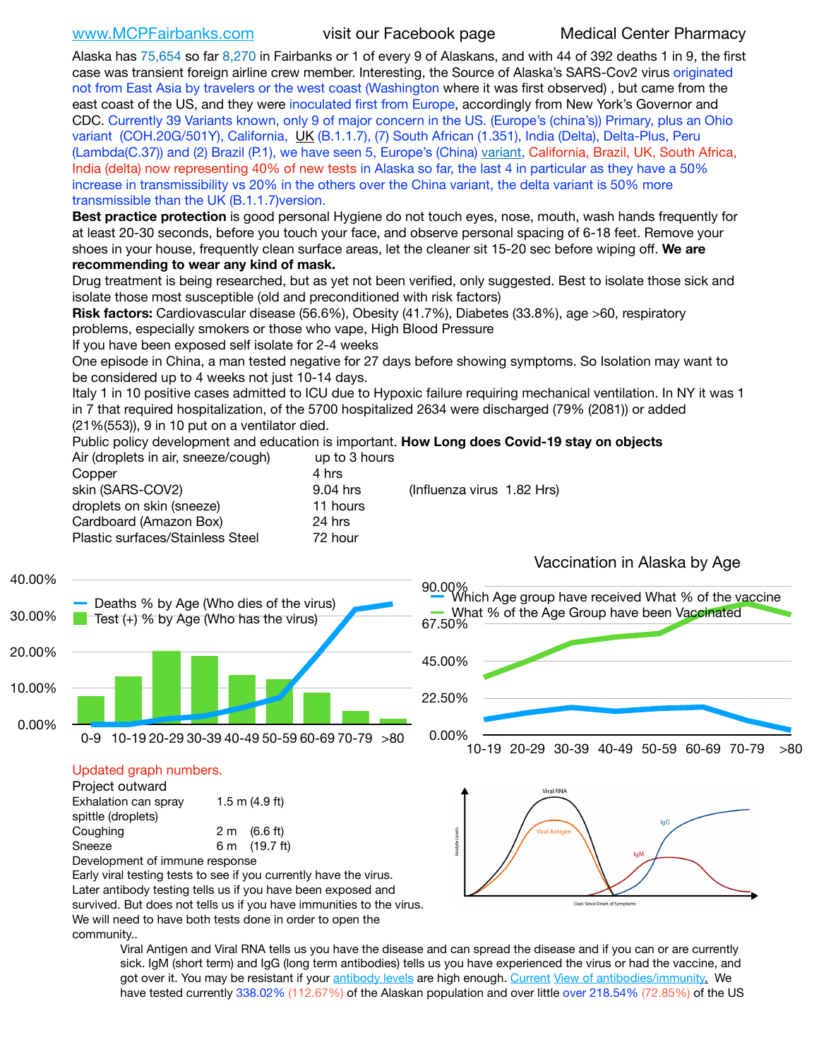www.MCPFairbanks.com visit our Facebook page Medical Center Pharmacy

Alaska has 75,654 so far 8,270 in Fairbanks or 1 of every 9 of Alaskans, and with 44 of 392 deaths 1 in 9, the first case was transient foreign airline crew member. Interesting, the Source of Alaska's SARS-Cov2 virus originated not from East Asia by travelers or the west coast (Washington where it was first observed) , but came from the east coast of the US, and they were inoculated first from Europe, accordingly from New York's Governor and CDC. Currently 39 Variants known, only 9 of major concern in the US. (Europe's (china's)) Primary, plus an Ohio variant (COH.20G/501Y), California, UK (B.1.1.7), (7) South African (1.351), India (Delta), Delta-Plus, Peru (Lambda(C.37)) and (2) Brazil (P.1), we have seen 5, Europe's (China) variant, California, Brazil, UK, South Africa, India (delta) now representing 40% of new tests in Alaska so far, the last 4 in particular as they have a 50% increase in transmissibility vs 20% in the others over the China variant, the delta variant is 50% more transmissible than the UK (B.1.1.7)version.

**Best practice protection** is good personal Hygiene do not touch eyes, nose, mouth, wash hands frequently for at least 20-30 seconds, before you touch your face, and observe personal spacing of 6-18 feet. Remove your shoes in your house, frequently clean surface areas, let the cleaner sit 15-20 sec before wiping off. **We are recommending to wear any kind of mask.**

Drug treatment is being researched, but as yet not been verified, only suggested. Best to isolate those sick and isolate those most susceptible (old and preconditioned with risk factors)

**Risk factors:** Cardiovascular disease (56.6%), Obesity (41.7%), Diabetes (33.8%), age >60, respiratory problems, especially smokers or those who vape, High Blood Pressure

If you have been exposed self isolate for 2-4 weeks

One episode in China, a man tested negative for 27 days before showing symptoms. So Isolation may want to be considered up to 4 weeks not just 10-14 days.

Italy 1 in 10 positive cases admitted to ICU due to Hypoxic failure requiring mechanical ventilation. In NY it was 1 in 7 that required hospitalization, of the 5700 hospitalized 2634 were discharged (79% (2081)) or added (21%(553)), 9 in 10 put on a ventilator died.

Public policy development and education is important. **How Long does Covid-19 stay on objects**

| | | |
|---|---|---|
| Air (droplets in air, sneeze/cough) | up to 3 hours | |
| Copper | 4 hrs | |
| skin (SARS-COV2) | 9.04 hrs | (Influenza virus 1.82 Hrs) |
| droplets on skin (sneeze) | 11 hours | |
| Cardboard (Amazon Box) | 24 hrs | |
| Plastic surfaces/Stainless Steel | 72 hour | |

Updated graph numbers.

Project outward

| | |
|---|---|
| Exhalation can spray spittle (droplets) | 1.5 m (4.9 ft) |
| Coughing | 2 m (6.6 ft) |
| Sneeze | 6 m (19.7 ft) |

Development of immune response

Early viral testing tests to see if you currently have the virus. Later antibody testing tells us if you have been exposed and survived. But does not tells us if you have immunities to the virus. We will need to have both tests done in order to open the community..

Viral Antigen and Viral RNA tells us you have the disease and can spread the disease and if you can or are currently sick. IgM (short term) and IgG (long term antibodies) tells us you have experienced the virus or had the vaccine, and got over it. You may be resistant if your antibody levels are high enough. Current View of antibodies/immunity. We have tested currently 338.02% (112.67%) of the Alaskan population and over little over 218.54% (72.85%) of the US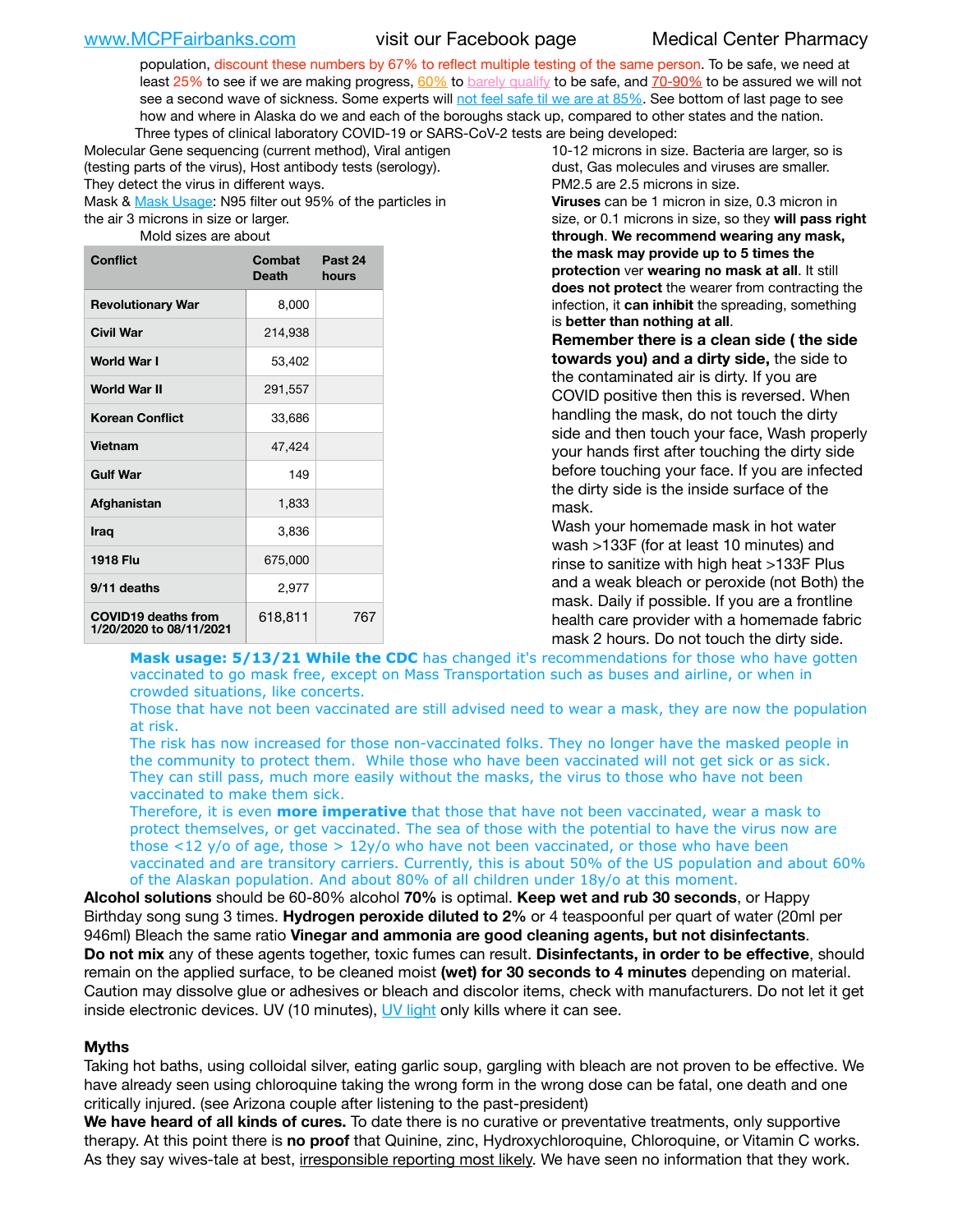population, discount these numbers by 67% to reflect multiple testing of the same person. To be safe, we need at least 25% to see if we are making progress, 60% to barely qualify to be safe, and 70-90% to be assured we will not see a second wave of sickness. Some experts will not feel safe til we are at 85%. See bottom of last page to see how and where in Alaska do we and each of the boroughs stack up, compared to other states and the nation.

Three types of clinical laboratory COVID-19 or SARS-CoV-2 tests are being developed:

Molecular Gene sequencing (current method), Viral antigen (testing parts of the virus), Host antibody tests (serology). They detect the virus in different ways.

Mask & Mask Usage: N95 filter out 95% of the particles in the air 3 microns in size or larger.

Mold sizes are about 10-12 microns in size. Bacteria are larger, so is dust, Gas molecules and viruses are smaller. PM2.5 are 2.5 microns in size.

**Viruses** can be 1 micron in size, 0.3 micron in size, or 0.1 microns in size, so they **will pass right through**. **We recommend wearing any mask, the mask may provide up to 5 times the protection** ver **wearing no mask at all**. It still **does not protect** the wearer from contracting the infection, it **can inhibit** the spreading, something is **better than nothing at all**.

| Conflict | Combat Death | Past 24 hours |
|---|---|---|
| Revolutionary War | 8,000 | |
| Civil War | 214,938 | |
| World War I | 53,402 | |
| World War II | 291,557 | |
| Korean Conflict | 33,686 | |
| Vietnam | 47,424 | |
| Gulf War | 149 | |
| Afghanistan | 1,833 | |
| Iraq | 3,836 | |
| 1918 Flu | 675,000 | |
| 9/11 deaths | 2,977 | |
| COVID19 deaths from 1/20/2020 to 08/11/2021 | 618,811 | 767 |

**Remember there is a clean side ( the side towards you) and a dirty side,** the side to the contaminated air is dirty. If you are COVID positive then this is reversed. When handling the mask, do not touch the dirty side and then touch your face, Wash properly your hands first after touching the dirty side before touching your face. If you are infected the dirty side is the inside surface of the mask.

Wash your homemade mask in hot water wash >133F (for at least 10 minutes) and rinse to sanitize with high heat >133F Plus and a weak bleach or peroxide (not Both) the mask. Daily if possible. If you are a frontline health care provider with a homemade fabric mask 2 hours. Do not touch the dirty side.

**Mask usage: 5/13/21 While the CDC** has changed it's recommendations for those who have gotten vaccinated to go mask free, except on Mass Transportation such as buses and airline, or when in crowded situations, like concerts.

Those that have not been vaccinated are still advised need to wear a mask, they are now the population at risk.

The risk has now increased for those non-vaccinated folks. They no longer have the masked people in the community to protect them. While those who have been vaccinated will not get sick or as sick. They can still pass, much more easily without the masks, the virus to those who have not been vaccinated to make them sick.

Therefore, it is even **more imperative** that those that have not been vaccinated, wear a mask to protect themselves, or get vaccinated. The sea of those with the potential to have the virus now are those <12 y/o of age, those > 12y/o who have not been vaccinated, or those who have been vaccinated and are transitory carriers. Currently, this is about 50% of the US population and about 60% of the Alaskan population. And about 80% of all children under 18y/o at this moment.

**Alcohol solutions** should be 60-80% alcohol **70%** is optimal. **Keep wet and rub 30 seconds**, or Happy Birthday song sung 3 times. **Hydrogen peroxide diluted to 2%** or 4 teaspoonful per quart of water (20ml per 946ml) Bleach the same ratio **Vinegar and ammonia are good cleaning agents, but not disinfectants**.

**Do not mix** any of these agents together, toxic fumes can result. **Disinfectants, in order to be effective**, should remain on the applied surface, to be cleaned moist **(wet) for 30 seconds to 4 minutes** depending on material. Caution may dissolve glue or adhesives or bleach and discolor items, check with manufacturers. Do not let it get inside electronic devices. UV (10 minutes), UV light only kills where it can see.

### Myths

Taking hot baths, using colloidal silver, eating garlic soup, gargling with bleach are not proven to be effective. We have already seen using chloroquine taking the wrong form in the wrong dose can be fatal, one death and one critically injured. (see Arizona couple after listening to the past-president)

**We have heard of all kinds of cures.** To date there is no curative or preventative treatments, only supportive therapy. At this point there is **no proof** that Quinine, zinc, Hydroxychloroquine, Chloroquine, or Vitamin C works. As they say wives-tale at best, irresponsible reporting most likely. We have seen no information that they work.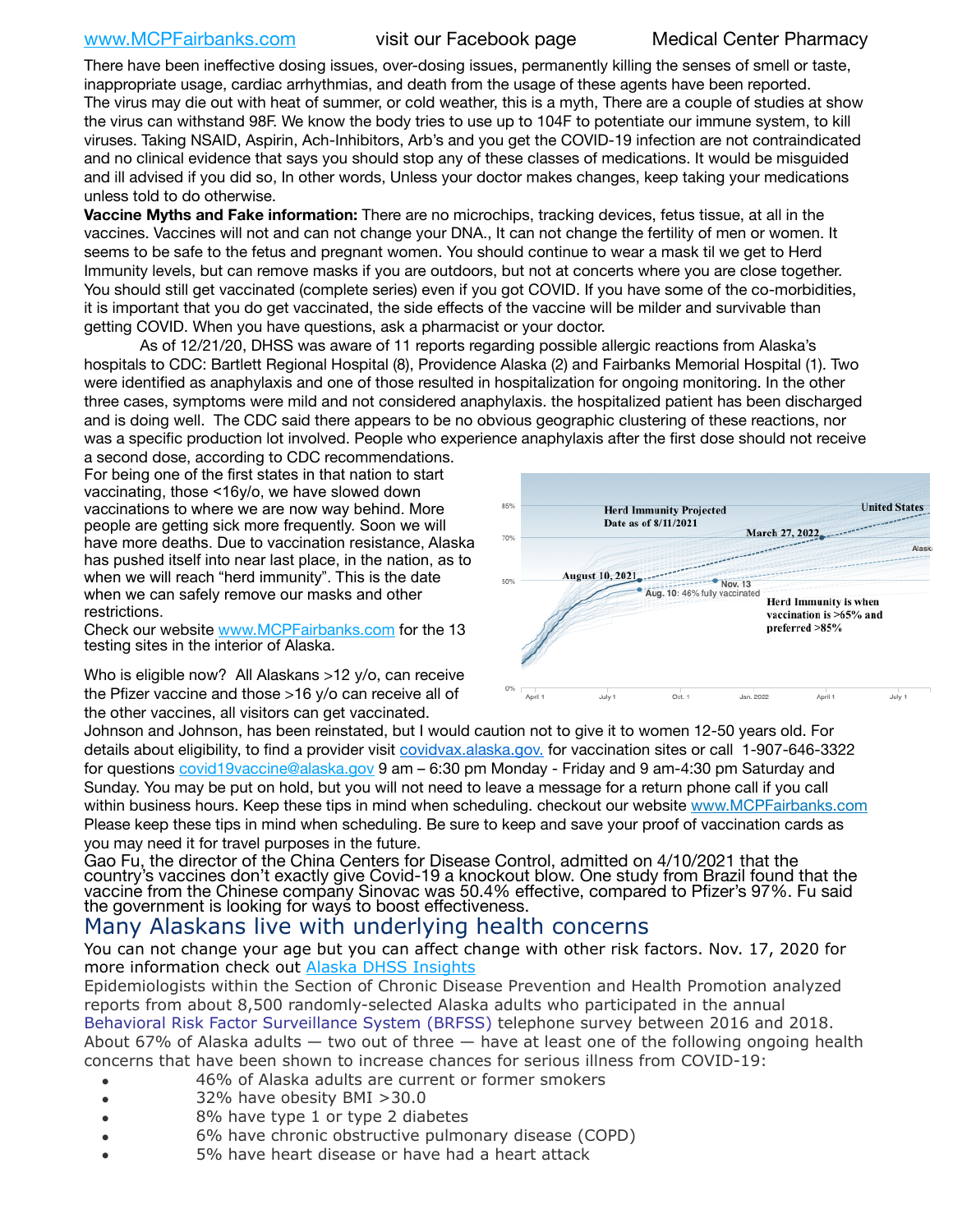There have been ineffective dosing issues, over-dosing issues, permanently killing the senses of smell or taste, inappropriate usage, cardiac arrhythmias, and death from the usage of these agents have been reported. The virus may die out with heat of summer, or cold weather, this is a myth, There are a couple of studies at show the virus can withstand 98F. We know the body tries to use up to 104F to potentiate our immune system, to kill viruses. Taking NSAID, Aspirin, Ach-Inhibitors, Arb's and you get the COVID-19 infection are not contraindicated and no clinical evidence that says you should stop any of these classes of medications. It would be misguided and ill advised if you did so, In other words, Unless your doctor makes changes, keep taking your medications unless told to do otherwise.

**Vaccine Myths and Fake information:** There are no microchips, tracking devices, fetus tissue, at all in the vaccines. Vaccines will not and can not change your DNA., It can not change the fertility of men or women. It seems to be safe to the fetus and pregnant women. You should continue to wear a mask til we get to Herd Immunity levels, but can remove masks if you are outdoors, but not at concerts where you are close together. You should still get vaccinated (complete series) even if you got COVID. If you have some of the co-morbidities, it is important that you do get vaccinated, the side effects of the vaccine will be milder and survivable than getting COVID. When you have questions, ask a pharmacist or your doctor.

As of 12/21/20, DHSS was aware of 11 reports regarding possible allergic reactions from Alaska's hospitals to CDC: Bartlett Regional Hospital (8), Providence Alaska (2) and Fairbanks Memorial Hospital (1). Two were identified as anaphylaxis and one of those resulted in hospitalization for ongoing monitoring. In the other three cases, symptoms were mild and not considered anaphylaxis. the hospitalized patient has been discharged and is doing well. The CDC said there appears to be no obvious geographic clustering of these reactions, nor was a specific production lot involved. People who experience anaphylaxis after the first dose should not receive a second dose, according to CDC recommendations.

For being one of the first states in that nation to start vaccinating, those <16y/o, we have slowed down vaccinations to where we are now way behind. More people are getting sick more frequently. Soon we will have more deaths. Due to vaccination resistance, Alaska has pushed itself into near last place, in the nation, as to when we will reach "herd immunity". This is the date when we can safely remove our masks and other restrictions.

Check our website www.MCPFairbanks.com for the 13 testing sites in the interior of Alaska.

Herd Immunity Projected Date as of 8/11/2021 — United States: March 27, 2022; August 10, 2021; Aug. 10: 46% fully vaccinated; Nov. 13; Alaska. Herd Immunity is when vaccination is >65% and preferred >85%

Who is eligible now? All Alaskans >12 y/o, can receive the Pfizer vaccine and those >16 y/o can receive all of the other vaccines, all visitors can get vaccinated. Johnson and Johnson, has been reinstated, but I would caution not to give it to women 12-50 years old. For details about eligibility, to find a provider visit covidvax.alaska.gov. for vaccination sites or call 1-907-646-3322 for questions covid19vaccine@alaska.gov 9 am – 6:30 pm Monday - Friday and 9 am-4:30 pm Saturday and Sunday. You may be put on hold, but you will not need to leave a message for a return phone call if you call within business hours. Keep these tips in mind when scheduling. checkout our website www.MCPFairbanks.com Please keep these tips in mind when scheduling. Be sure to keep and save your proof of vaccination cards as you may need it for travel purposes in the future.

Gao Fu, the director of the China Centers for Disease Control, admitted on 4/10/2021 that the country's vaccines don't exactly give Covid-19 a knockout blow. One study from Brazil found that the vaccine from the Chinese company Sinovac was 50.4% effective, compared to Pfizer's 97%. Fu said the government is looking for ways to boost effectiveness.

## Many Alaskans live with underlying health concerns

You can not change your age but you can affect change with other risk factors. Nov. 17, 2020 for more information check out Alaska DHSS Insights

Epidemiologists within the Section of Chronic Disease Prevention and Health Promotion analyzed reports from about 8,500 randomly-selected Alaska adults who participated in the annual Behavioral Risk Factor Surveillance System (BRFSS) telephone survey between 2016 and 2018. About 67% of Alaska adults — two out of three — have at least one of the following ongoing health concerns that have been shown to increase chances for serious illness from COVID-19:

- 46% of Alaska adults are current or former smokers
- 32% have obesity BMI >30.0
- 8% have type 1 or type 2 diabetes
- 6% have chronic obstructive pulmonary disease (COPD)
- 5% have heart disease or have had a heart attack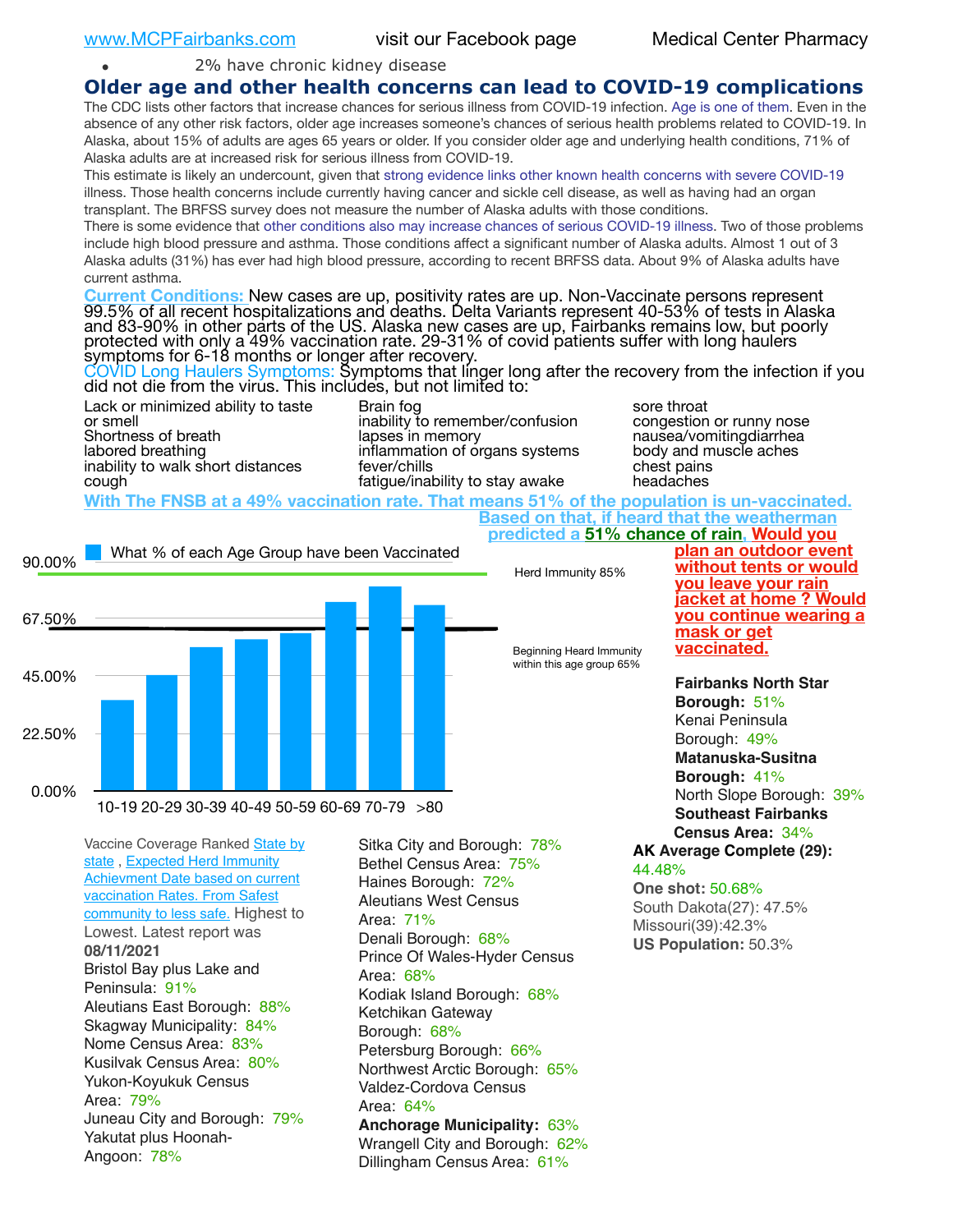www.MCPFairbanks.com visit our Facebook page Medical Center Pharmacy

- 2% have chronic kidney disease

## Older age and other health concerns can lead to COVID-19 complications

The CDC lists other factors that increase chances for serious illness from COVID-19 infection. Age is one of them. Even in the absence of any other risk factors, older age increases someone's chances of serious health problems related to COVID-19. In Alaska, about 15% of adults are ages 65 years or older. If you consider older age and underlying health conditions, 71% of Alaska adults are at increased risk for serious illness from COVID-19.

This estimate is likely an undercount, given that strong evidence links other known health concerns with severe COVID-19 illness. Those health concerns include currently having cancer and sickle cell disease, as well as having had an organ transplant. The BRFSS survey does not measure the number of Alaska adults with those conditions.

There is some evidence that other conditions also may increase chances of serious COVID-19 illness. Two of those problems include high blood pressure and asthma. Those conditions affect a significant number of Alaska adults. Almost 1 out of 3 Alaska adults (31%) has ever had high blood pressure, according to recent BRFSS data. About 9% of Alaska adults have current asthma.

**Current Conditions:** New cases are up, positivity rates are up. Non-Vaccinate persons represent 99.5% of all recent hospitalizations and deaths. Delta Variants represent 40-53% of tests in Alaska and 83-90% in other parts of the US. Alaska new cases are up, Fairbanks remains low, but poorly protected with only a 49% vaccination rate. 29-31% of covid patients suffer with long haulers symptoms for 6-18 months or longer after recovery.

COVID Long Haulers Symptoms: Symptoms that linger long after the recovery from the infection if you did not die from the virus. This includes, but not limited to:

- Lack or minimized ability to taste or smell
- Shortness of breath
- labored breathing
- inability to walk short distances
- cough
- Brain fog
- inability to remember/confusion
- lapses in memory
- inflammation of organs systems
- fever/chills
- fatigue/inability to stay awake
- sore throat
- congestion or runny nose
- nausea/vomitingdiarrhea
- body and muscle aches
- chest pains
- headaches

**With The FNSB at a 49% vaccination rate. That means 51% of the population is un-vaccinated.**

**Based on that, if heard that the weatherman predicted a 51% chance of rain, Would you plan an outdoor event without tents or would you leave your rain jacket at home ? Would you continue wearing a mask or get vaccinated.**

What % of each Age Group have been Vaccinated

90.00%
67.50%
45.00%
22.50%
0.00%

10-19 20-29 30-39 40-49 50-59 60-69 70-79 >80

Herd Immunity 85%

Beginning Heard Immunity within this age group 65%

**Fairbanks North Star Borough:** 51%
Kenai Peninsula Borough: 49%
**Matanuska-Susitna Borough:** 41%
North Slope Borough: 39%
**Southeast Fairbanks Census Area:** 34%

**AK Average Complete (29):** 44.48%
**One shot:** 50.68%
South Dakota(27): 47.5%
Missouri(39):42.3%
**US Population:** 50.3%

Vaccine Coverage Ranked State by state , Expected Herd Immunity Achievment Date based on current vaccination Rates. From Safest community to less safe. Highest to Lowest. Latest report was **08/11/2021**

Bristol Bay plus Lake and Peninsula: 91%
Aleutians East Borough: 88%
Skagway Municipality: 84%
Nome Census Area: 83%
Kusilvak Census Area: 80%
Yukon-Koyukuk Census Area: 79%
Juneau City and Borough: 79%
Yakutat plus Hoonah-Angoon: 78%
Sitka City and Borough: 78%
Bethel Census Area: 75%
Haines Borough: 72%
Aleutians West Census Area: 71%
Denali Borough: 68%
Prince Of Wales-Hyder Census Area: 68%
Kodiak Island Borough: 68%
Ketchikan Gateway Borough: 68%
Petersburg Borough: 66%
Northwest Arctic Borough: 65%
Valdez-Cordova Census Area: 64%
**Anchorage Municipality:** 63%
Wrangell City and Borough: 62%
Dillingham Census Area: 61%